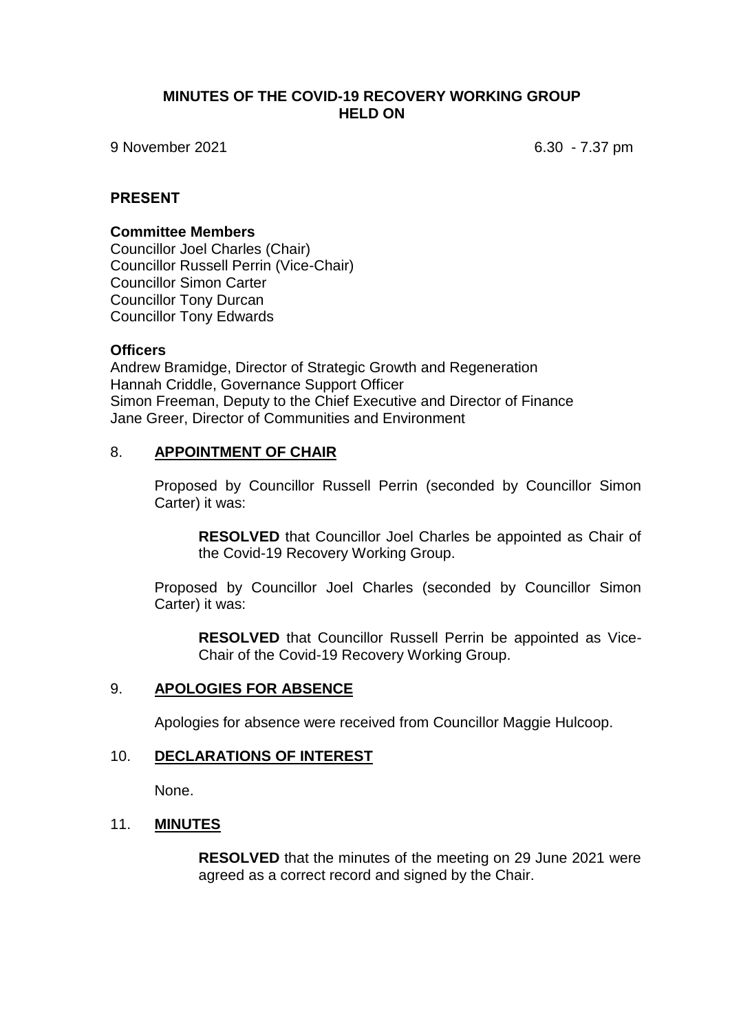# MINUTES OF THE COVID-19 RECOVERY WORKING GROUP HELD ON

9 November 2021 6.30 - 7.37 pm

## PRESENT

### Committee Members

Councillor Joel Charles (Chair)
Councillor Russell Perrin (Vice-Chair)
Councillor Simon Carter
Councillor Tony Durcan
Councillor Tony Edwards

### Officers

Andrew Bramidge, Director of Strategic Growth and Regeneration
Hannah Criddle, Governance Support Officer
Simon Freeman, Deputy to the Chief Executive and Director of Finance
Jane Greer, Director of Communities and Environment

## 8. APPOINTMENT OF CHAIR

Proposed by Councillor Russell Perrin (seconded by Councillor Simon Carter) it was:

> **RESOLVED** that Councillor Joel Charles be appointed as Chair of the Covid-19 Recovery Working Group.

Proposed by Councillor Joel Charles (seconded by Councillor Simon Carter) it was:

> **RESOLVED** that Councillor Russell Perrin be appointed as Vice-Chair of the Covid-19 Recovery Working Group.

## 9. APOLOGIES FOR ABSENCE

Apologies for absence were received from Councillor Maggie Hulcoop.

## 10. DECLARATIONS OF INTEREST

None.

## 11. MINUTES

> **RESOLVED** that the minutes of the meeting on 29 June 2021 were agreed as a correct record and signed by the Chair.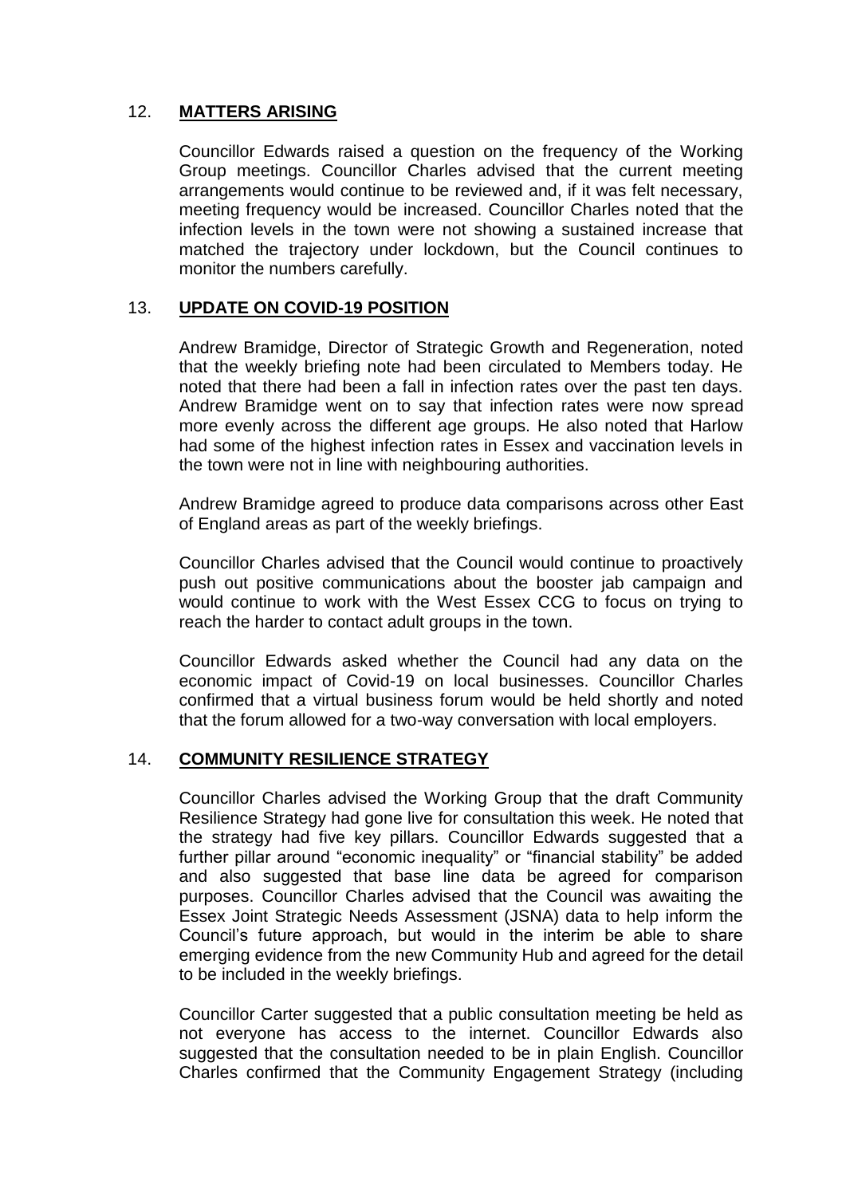## 12. **MATTERS ARISING**

Councillor Edwards raised a question on the frequency of the Working Group meetings. Councillor Charles advised that the current meeting arrangements would continue to be reviewed and, if it was felt necessary, meeting frequency would be increased. Councillor Charles noted that the infection levels in the town were not showing a sustained increase that matched the trajectory under lockdown, but the Council continues to monitor the numbers carefully.

## 13. **UPDATE ON COVID-19 POSITION**

Andrew Bramidge, Director of Strategic Growth and Regeneration, noted that the weekly briefing note had been circulated to Members today. He noted that there had been a fall in infection rates over the past ten days. Andrew Bramidge went on to say that infection rates were now spread more evenly across the different age groups. He also noted that Harlow had some of the highest infection rates in Essex and vaccination levels in the town were not in line with neighbouring authorities.

Andrew Bramidge agreed to produce data comparisons across other East of England areas as part of the weekly briefings.

Councillor Charles advised that the Council would continue to proactively push out positive communications about the booster jab campaign and would continue to work with the West Essex CCG to focus on trying to reach the harder to contact adult groups in the town.

Councillor Edwards asked whether the Council had any data on the economic impact of Covid-19 on local businesses. Councillor Charles confirmed that a virtual business forum would be held shortly and noted that the forum allowed for a two-way conversation with local employers.

## 14. **COMMUNITY RESILIENCE STRATEGY**

Councillor Charles advised the Working Group that the draft Community Resilience Strategy had gone live for consultation this week. He noted that the strategy had five key pillars. Councillor Edwards suggested that a further pillar around "economic inequality" or "financial stability" be added and also suggested that base line data be agreed for comparison purposes. Councillor Charles advised that the Council was awaiting the Essex Joint Strategic Needs Assessment (JSNA) data to help inform the Council's future approach, but would in the interim be able to share emerging evidence from the new Community Hub and agreed for the detail to be included in the weekly briefings.

Councillor Carter suggested that a public consultation meeting be held as not everyone has access to the internet. Councillor Edwards also suggested that the consultation needed to be in plain English. Councillor Charles confirmed that the Community Engagement Strategy (including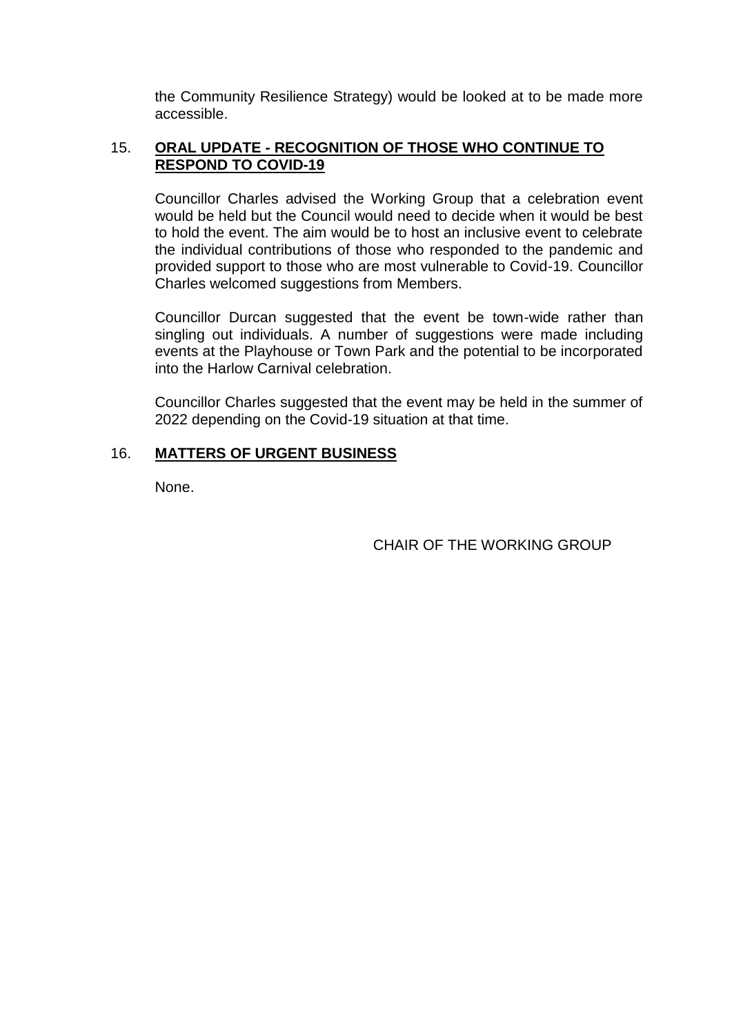the Community Resilience Strategy) would be looked at to be made more accessible.

## 15. **ORAL UPDATE - RECOGNITION OF THOSE WHO CONTINUE TO RESPOND TO COVID-19**

Councillor Charles advised the Working Group that a celebration event would be held but the Council would need to decide when it would be best to hold the event. The aim would be to host an inclusive event to celebrate the individual contributions of those who responded to the pandemic and provided support to those who are most vulnerable to Covid-19. Councillor Charles welcomed suggestions from Members.

Councillor Durcan suggested that the event be town-wide rather than singling out individuals. A number of suggestions were made including events at the Playhouse or Town Park and the potential to be incorporated into the Harlow Carnival celebration.

Councillor Charles suggested that the event may be held in the summer of 2022 depending on the Covid-19 situation at that time.

## 16. **MATTERS OF URGENT BUSINESS**

None.

CHAIR OF THE WORKING GROUP